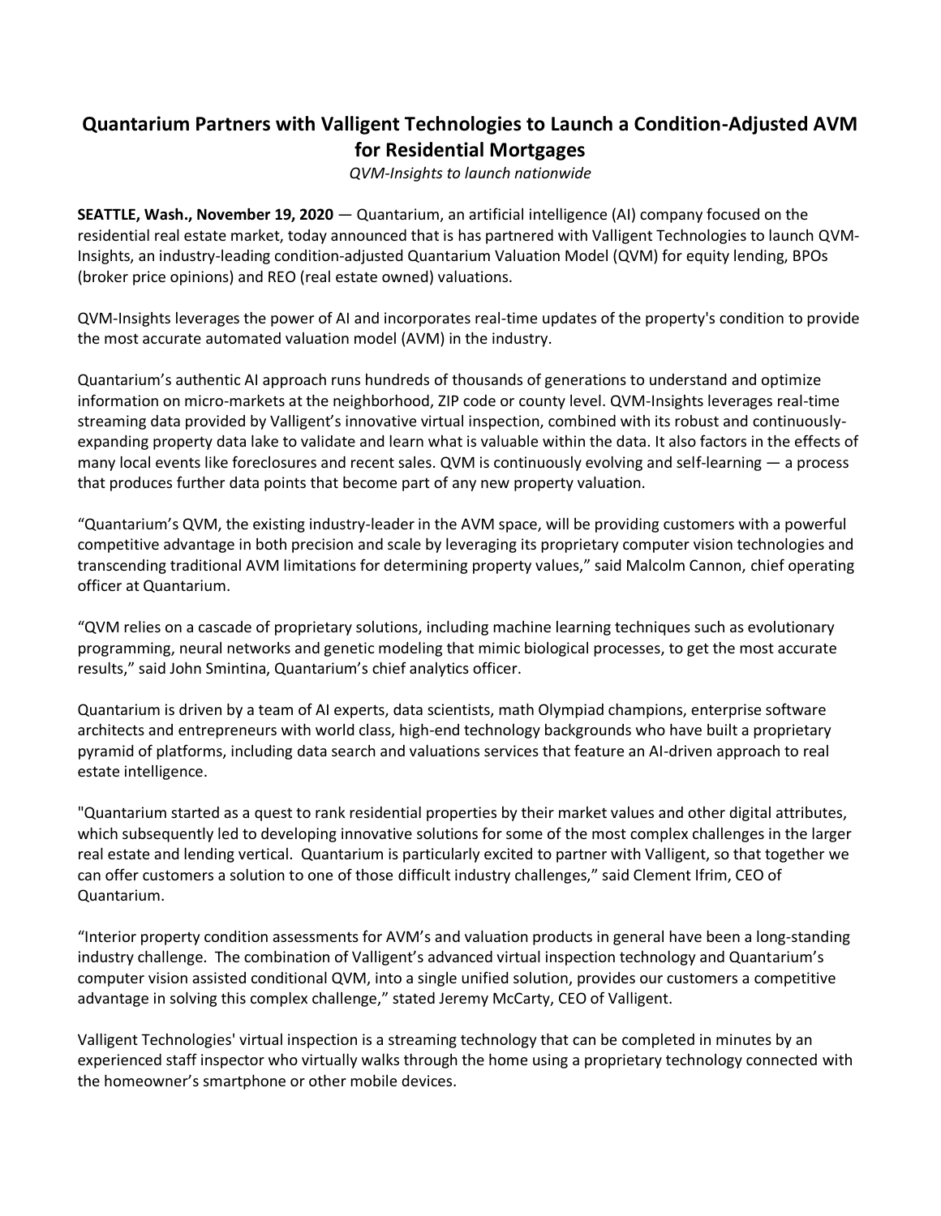# Quantarium Partners with Valligent Technologies to Launch a Condition-Adjusted AVM for Residential Mortgages

*QVM-Insights to launch nationwide*

**SEATTLE, Wash., November 19, 2020** — Quantarium, an artificial intelligence (AI) company focused on the residential real estate market, today announced that is has partnered with Valligent Technologies to launch QVM-Insights, an industry-leading condition-adjusted Quantarium Valuation Model (QVM) for equity lending, BPOs (broker price opinions) and REO (real estate owned) valuations.

QVM-Insights leverages the power of AI and incorporates real-time updates of the property's condition to provide the most accurate automated valuation model (AVM) in the industry.

Quantarium's authentic AI approach runs hundreds of thousands of generations to understand and optimize information on micro-markets at the neighborhood, ZIP code or county level. QVM-Insights leverages real-time streaming data provided by Valligent's innovative virtual inspection, combined with its robust and continuously-expanding property data lake to validate and learn what is valuable within the data. It also factors in the effects of many local events like foreclosures and recent sales. QVM is continuously evolving and self-learning — a process that produces further data points that become part of any new property valuation.

"Quantarium's QVM, the existing industry-leader in the AVM space, will be providing customers with a powerful competitive advantage in both precision and scale by leveraging its proprietary computer vision technologies and transcending traditional AVM limitations for determining property values," said Malcolm Cannon, chief operating officer at Quantarium.

"QVM relies on a cascade of proprietary solutions, including machine learning techniques such as evolutionary programming, neural networks and genetic modeling that mimic biological processes, to get the most accurate results," said John Smintina, Quantarium's chief analytics officer.

Quantarium is driven by a team of AI experts, data scientists, math Olympiad champions, enterprise software architects and entrepreneurs with world class, high-end technology backgrounds who have built a proprietary pyramid of platforms, including data search and valuations services that feature an AI-driven approach to real estate intelligence.

"Quantarium started as a quest to rank residential properties by their market values and other digital attributes, which subsequently led to developing innovative solutions for some of the most complex challenges in the larger real estate and lending vertical. Quantarium is particularly excited to partner with Valligent, so that together we can offer customers a solution to one of those difficult industry challenges," said Clement Ifrim, CEO of Quantarium.

"Interior property condition assessments for AVM's and valuation products in general have been a long-standing industry challenge. The combination of Valligent's advanced virtual inspection technology and Quantarium's computer vision assisted conditional QVM, into a single unified solution, provides our customers a competitive advantage in solving this complex challenge," stated Jeremy McCarty, CEO of Valligent.

Valligent Technologies' virtual inspection is a streaming technology that can be completed in minutes by an experienced staff inspector who virtually walks through the home using a proprietary technology connected with the homeowner's smartphone or other mobile devices.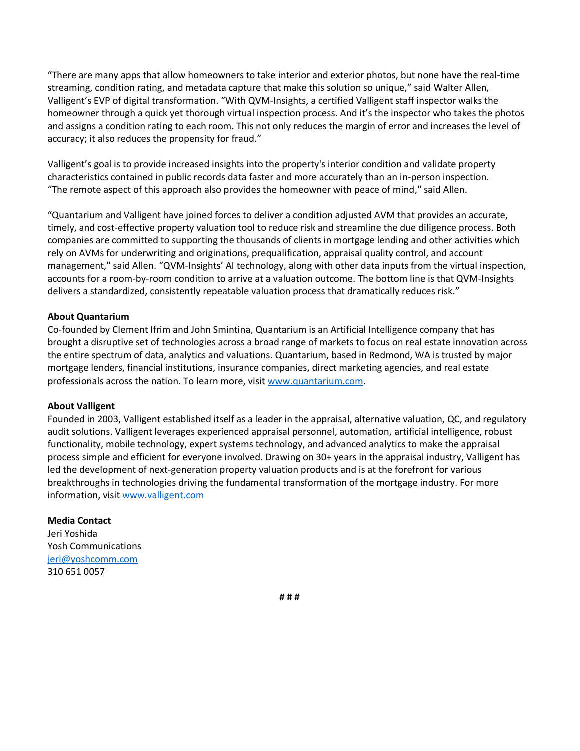"There are many apps that allow homeowners to take interior and exterior photos, but none have the real-time streaming, condition rating, and metadata capture that make this solution so unique," said Walter Allen, Valligent's EVP of digital transformation. "With QVM-Insights, a certified Valligent staff inspector walks the homeowner through a quick yet thorough virtual inspection process. And it's the inspector who takes the photos and assigns a condition rating to each room. This not only reduces the margin of error and increases the level of accuracy; it also reduces the propensity for fraud."

Valligent's goal is to provide increased insights into the property's interior condition and validate property characteristics contained in public records data faster and more accurately than an in-person inspection. "The remote aspect of this approach also provides the homeowner with peace of mind," said Allen.

"Quantarium and Valligent have joined forces to deliver a condition adjusted AVM that provides an accurate, timely, and cost-effective property valuation tool to reduce risk and streamline the due diligence process. Both companies are committed to supporting the thousands of clients in mortgage lending and other activities which rely on AVMs for underwriting and originations, prequalification, appraisal quality control, and account management," said Allen. "QVM-Insights' AI technology, along with other data inputs from the virtual inspection, accounts for a room-by-room condition to arrive at a valuation outcome. The bottom line is that QVM-Insights delivers a standardized, consistently repeatable valuation process that dramatically reduces risk."

**About Quantarium**
Co-founded by Clement Ifrim and John Smintina, Quantarium is an Artificial Intelligence company that has brought a disruptive set of technologies across a broad range of markets to focus on real estate innovation across the entire spectrum of data, analytics and valuations. Quantarium, based in Redmond, WA is trusted by major mortgage lenders, financial institutions, insurance companies, direct marketing agencies, and real estate professionals across the nation. To learn more, visit www.quantarium.com.

**About Valligent**
Founded in 2003, Valligent established itself as a leader in the appraisal, alternative valuation, QC, and regulatory audit solutions. Valligent leverages experienced appraisal personnel, automation, artificial intelligence, robust functionality, mobile technology, expert systems technology, and advanced analytics to make the appraisal process simple and efficient for everyone involved. Drawing on 30+ years in the appraisal industry, Valligent has led the development of next-generation property valuation products and is at the forefront for various breakthroughs in technologies driving the fundamental transformation of the mortgage industry. For more information, visit www.valligent.com

**Media Contact**
Jeri Yoshida
Yosh Communications
jeri@yoshcomm.com
310 651 0057

# # #